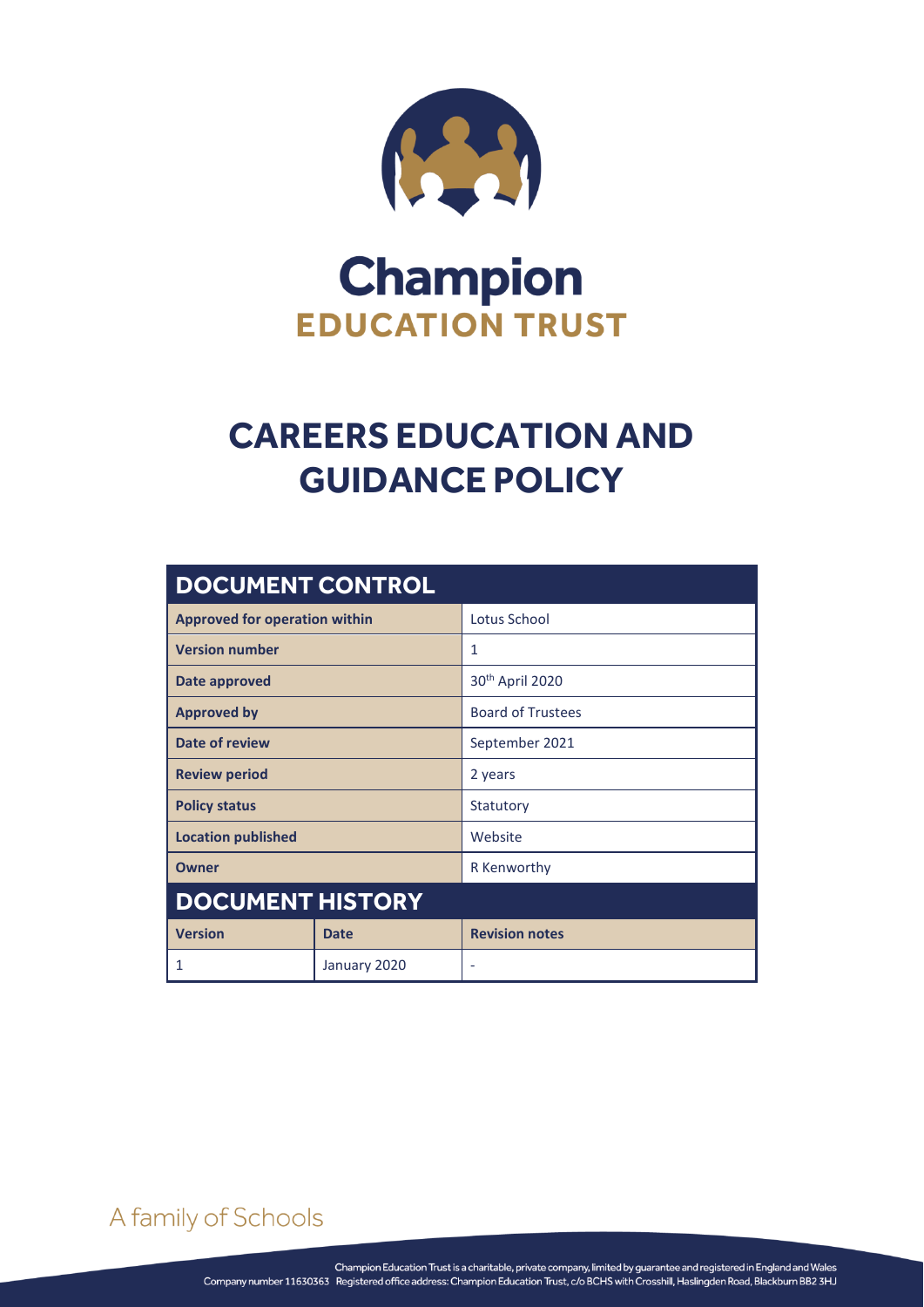# Champion
## EDUCATION TRUST

# CAREERS EDUCATION AND GUIDANCE POLICY

| DOCUMENT CONTROL | | |
|---|---|---|
| **Approved for operation within** | | Lotus School |
| **Version number** | | 1 |
| **Date approved** | | 30th April 2020 |
| **Approved by** | | Board of Trustees |
| **Date of review** | | September 2021 |
| **Review period** | | 2 years |
| **Policy status** | | Statutory |
| **Location published** | | Website |
| **Owner** | | R Kenworthy |
| **DOCUMENT HISTORY** | | |
| **Version** | **Date** | **Revision notes** |
| 1 | January 2020 | - |

A family of Schools

Champion Education Trust is a charitable, private company, limited by guarantee and registered in England and Wales
Company number 11630363 Registered office address: Champion Education Trust, c/o BCHS with Crosshill, Haslingden Road, Blackburn BB2 3HJ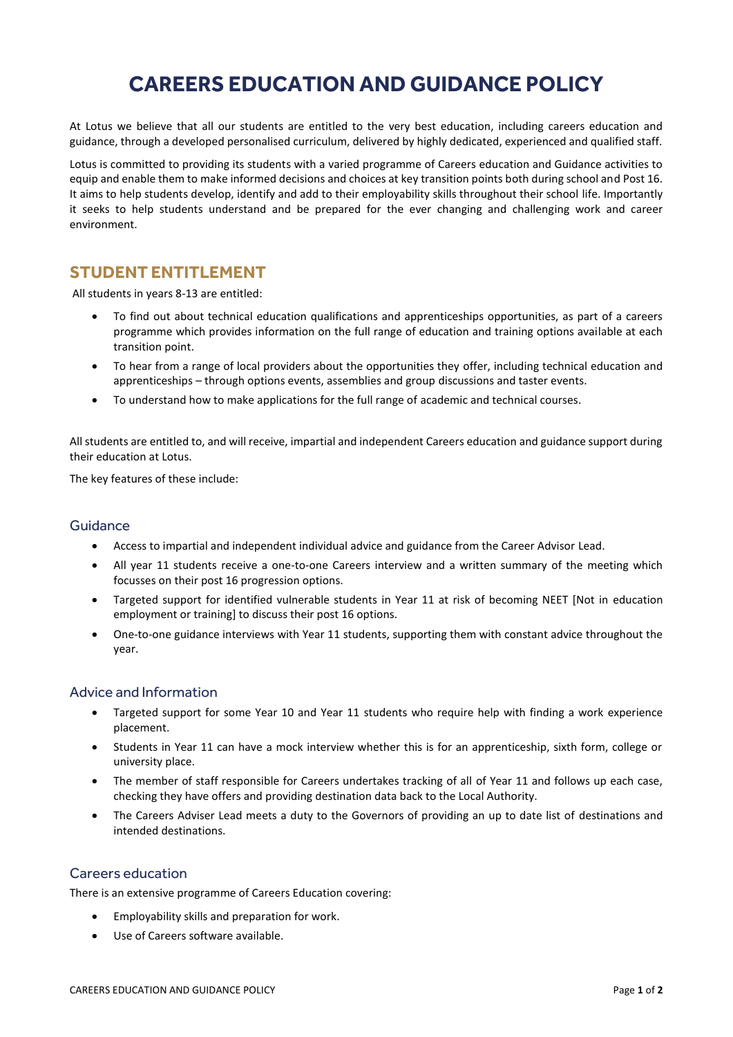# CAREERS EDUCATION AND GUIDANCE POLICY

At Lotus we believe that all our students are entitled to the very best education, including careers education and guidance, through a developed personalised curriculum, delivered by highly dedicated, experienced and qualified staff.

Lotus is committed to providing its students with a varied programme of Careers education and Guidance activities to equip and enable them to make informed decisions and choices at key transition points both during school and Post 16. It aims to help students develop, identify and add to their employability skills throughout their school life. Importantly it seeks to help students understand and be prepared for the ever changing and challenging work and career environment.

## STUDENT ENTITLEMENT

All students in years 8-13 are entitled:

- To find out about technical education qualifications and apprenticeships opportunities, as part of a careers programme which provides information on the full range of education and training options available at each transition point.
- To hear from a range of local providers about the opportunities they offer, including technical education and apprenticeships – through options events, assemblies and group discussions and taster events.
- To understand how to make applications for the full range of academic and technical courses.

All students are entitled to, and will receive, impartial and independent Careers education and guidance support during their education at Lotus.

The key features of these include:

### Guidance

- Access to impartial and independent individual advice and guidance from the Career Advisor Lead.
- All year 11 students receive a one-to-one Careers interview and a written summary of the meeting which focusses on their post 16 progression options.
- Targeted support for identified vulnerable students in Year 11 at risk of becoming NEET [Not in education employment or training] to discuss their post 16 options.
- One-to-one guidance interviews with Year 11 students, supporting them with constant advice throughout the year.

### Advice and Information

- Targeted support for some Year 10 and Year 11 students who require help with finding a work experience placement.
- Students in Year 11 can have a mock interview whether this is for an apprenticeship, sixth form, college or university place.
- The member of staff responsible for Careers undertakes tracking of all of Year 11 and follows up each case, checking they have offers and providing destination data back to the Local Authority.
- The Careers Adviser Lead meets a duty to the Governors of providing an up to date list of destinations and intended destinations.

### Careers education

There is an extensive programme of Careers Education covering:

- Employability skills and preparation for work.
- Use of Careers software available.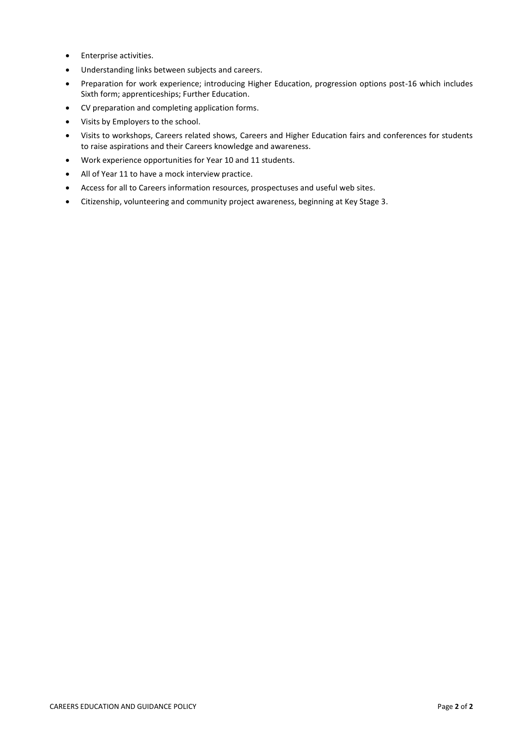- Enterprise activities.
- Understanding links between subjects and careers.
- Preparation for work experience; introducing Higher Education, progression options post-16 which includes Sixth form; apprenticeships; Further Education.
- CV preparation and completing application forms.
- Visits by Employers to the school.
- Visits to workshops, Careers related shows, Careers and Higher Education fairs and conferences for students to raise aspirations and their Careers knowledge and awareness.
- Work experience opportunities for Year 10 and 11 students.
- All of Year 11 to have a mock interview practice.
- Access for all to Careers information resources, prospectuses and useful web sites.
- Citizenship, volunteering and community project awareness, beginning at Key Stage 3.